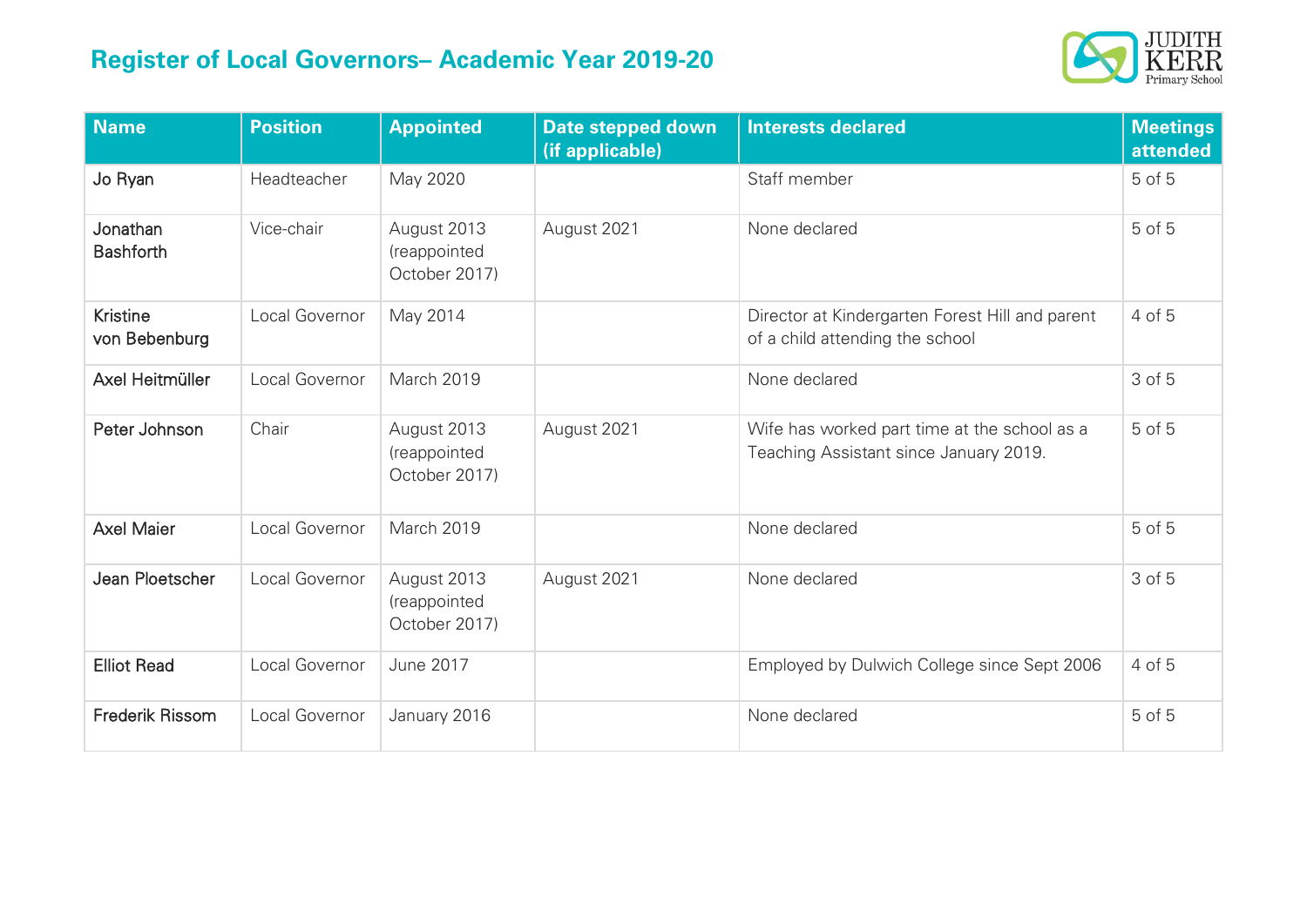# Register of Local Governors– Academic Year 2019-20

| Name | Position | Appointed | Date stepped down (if applicable) | Interests declared | Meetings attended |
|---|---|---|---|---|---|
| Jo Ryan | Headteacher | May 2020 | | Staff member | 5 of 5 |
| Jonathan Bashforth | Vice-chair | August 2013 (reappointed October 2017) | August 2021 | None declared | 5 of 5 |
| Kristine von Bebenburg | Local Governor | May 2014 | | Director at Kindergarten Forest Hill and parent of a child attending the school | 4 of 5 |
| Axel Heitmüller | Local Governor | March 2019 | | None declared | 3 of 5 |
| Peter Johnson | Chair | August 2013 (reappointed October 2017) | August 2021 | Wife has worked part time at the school as a Teaching Assistant since January 2019. | 5 of 5 |
| Axel Maier | Local Governor | March 2019 | | None declared | 5 of 5 |
| Jean Ploetscher | Local Governor | August 2013 (reappointed October 2017) | August 2021 | None declared | 3 of 5 |
| Elliot Read | Local Governor | June 2017 | | Employed by Dulwich College since Sept 2006 | 4 of 5 |
| Frederik Rissom | Local Governor | January 2016 | | None declared | 5 of 5 |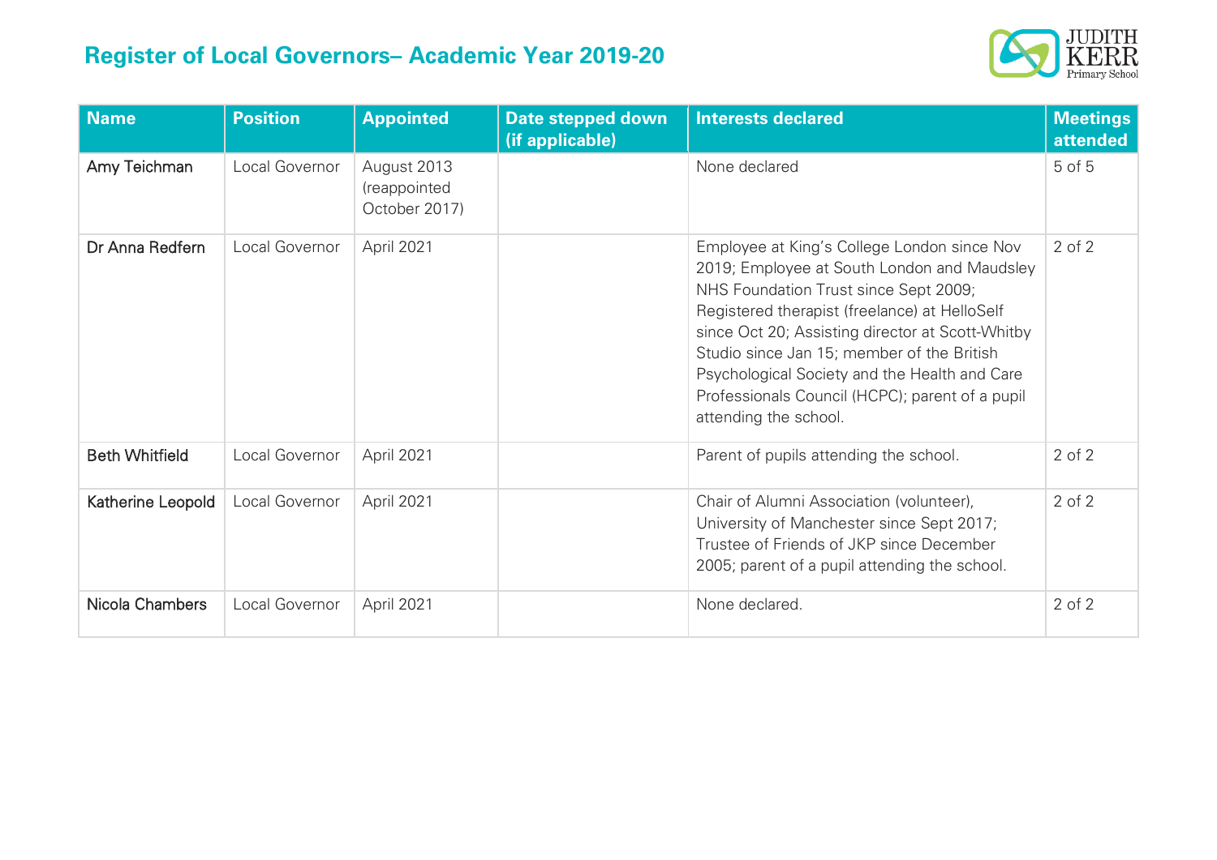## Register of Local Governors– Academic Year 2019-20

| Name | Position | Appointed | Date stepped down (if applicable) | Interests declared | Meetings attended |
|---|---|---|---|---|---|
| Amy Teichman | Local Governor | August 2013 (reappointed October 2017) | | None declared | 5 of 5 |
| Dr Anna Redfern | Local Governor | April 2021 | | Employee at King's College London since Nov 2019; Employee at South London and Maudsley NHS Foundation Trust since Sept 2009; Registered therapist (freelance) at HelloSelf since Oct 20; Assisting director at Scott-Whitby Studio since Jan 15; member of the British Psychological Society and the Health and Care Professionals Council (HCPC); parent of a pupil attending the school. | 2 of 2 |
| Beth Whitfield | Local Governor | April 2021 | | Parent of pupils attending the school. | 2 of 2 |
| Katherine Leopold | Local Governor | April 2021 | | Chair of Alumni Association (volunteer), University of Manchester since Sept 2017; Trustee of Friends of JKP since December 2005; parent of a pupil attending the school. | 2 of 2 |
| Nicola Chambers | Local Governor | April 2021 | | None declared. | 2 of 2 |